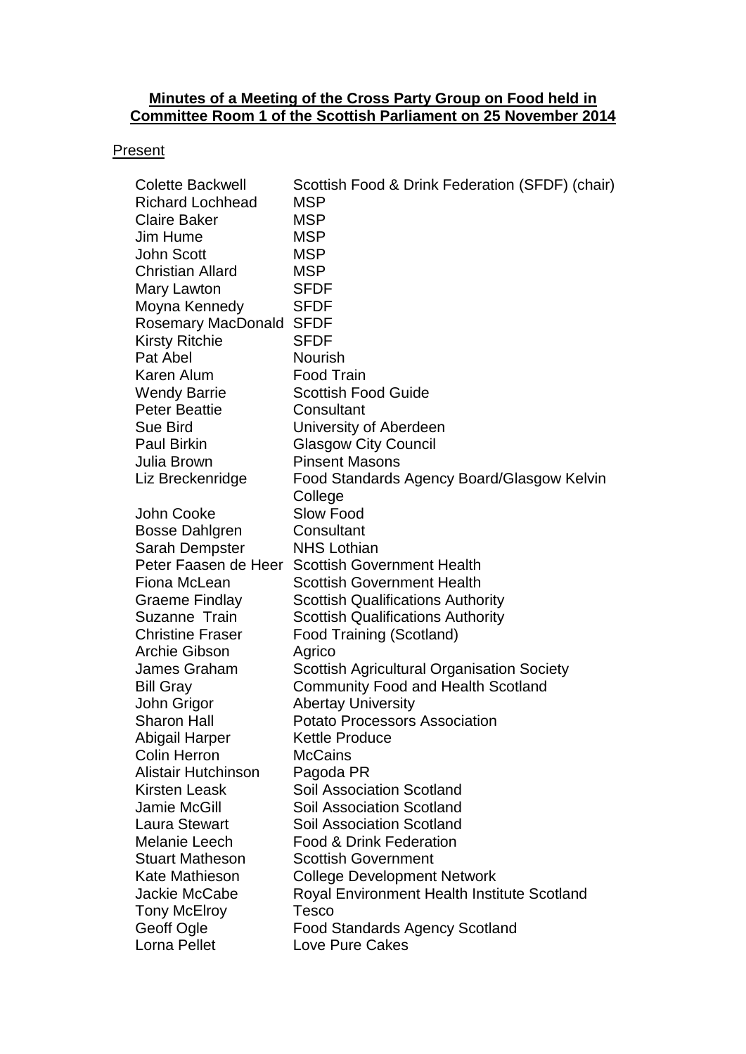**Minutes of a Meeting of the Cross Party Group on Food held in Committee Room 1 of the Scottish Parliament on 25 November 2014**

Present

| | |
|---|---|
| Colette Backwell | Scottish Food & Drink Federation (SFDF) (chair) |
| Richard Lochhead | MSP |
| Claire Baker | MSP |
| Jim Hume | MSP |
| John Scott | MSP |
| Christian Allard | MSP |
| Mary Lawton | SFDF |
| Moyna Kennedy | SFDF |
| Rosemary MacDonald | SFDF |
| Kirsty Ritchie | SFDF |
| Pat Abel | Nourish |
| Karen Alum | Food Train |
| Wendy Barrie | Scottish Food Guide |
| Peter Beattie | Consultant |
| Sue Bird | University of Aberdeen |
| Paul Birkin | Glasgow City Council |
| Julia Brown | Pinsent Masons |
| Liz Breckenridge | Food Standards Agency Board/Glasgow Kelvin College |
| John Cooke | Slow Food |
| Bosse Dahlgren | Consultant |
| Sarah Dempster | NHS Lothian |
| Peter Faasen de Heer | Scottish Government Health |
| Fiona McLean | Scottish Government Health |
| Graeme Findlay | Scottish Qualifications Authority |
| Suzanne Train | Scottish Qualifications Authority |
| Christine Fraser | Food Training (Scotland) |
| Archie Gibson | Agrico |
| James Graham | Scottish Agricultural Organisation Society |
| Bill Gray | Community Food and Health Scotland |
| John Grigor | Abertay University |
| Sharon Hall | Potato Processors Association |
| Abigail Harper | Kettle Produce |
| Colin Herron | McCains |
| Alistair Hutchinson | Pagoda PR |
| Kirsten Leask | Soil Association Scotland |
| Jamie McGill | Soil Association Scotland |
| Laura Stewart | Soil Association Scotland |
| Melanie Leech | Food & Drink Federation |
| Stuart Matheson | Scottish Government |
| Kate Mathieson | College Development Network |
| Jackie McCabe | Royal Environment Health Institute Scotland |
| Tony McElroy | Tesco |
| Geoff Ogle | Food Standards Agency Scotland |
| Lorna Pellet | Love Pure Cakes |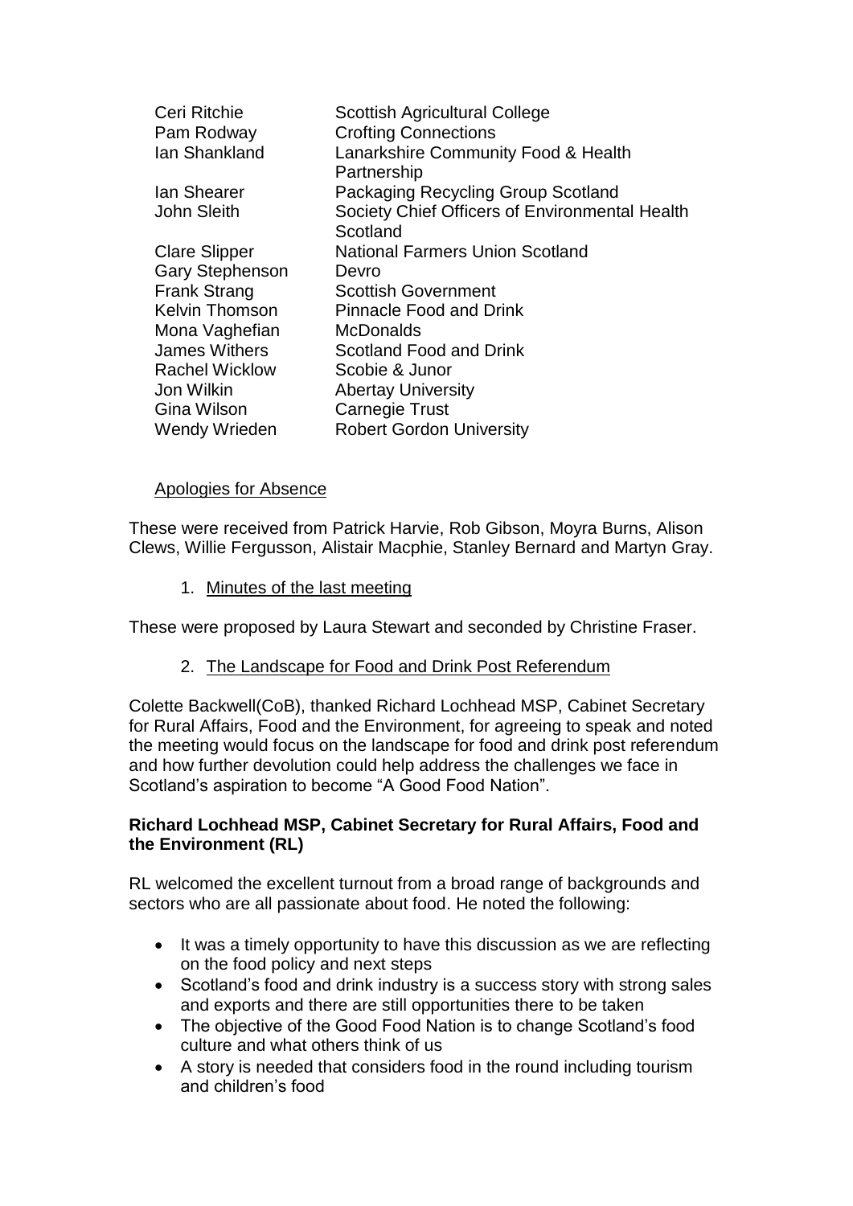| | |
|---|---|
| Ceri Ritchie | Scottish Agricultural College |
| Pam Rodway | Crofting Connections |
| Ian Shankland | Lanarkshire Community Food & Health Partnership |
| Ian Shearer | Packaging Recycling Group Scotland |
| John Sleith | Society Chief Officers of Environmental Health Scotland |
| Clare Slipper | National Farmers Union Scotland |
| Gary Stephenson | Devro |
| Frank Strang | Scottish Government |
| Kelvin Thomson | Pinnacle Food and Drink |
| Mona Vaghefian | McDonalds |
| James Withers | Scotland Food and Drink |
| Rachel Wicklow | Scobie & Junor |
| Jon Wilkin | Abertay University |
| Gina Wilson | Carnegie Trust |
| Wendy Wrieden | Robert Gordon University |

Apologies for Absence

These were received from Patrick Harvie, Rob Gibson, Moyra Burns, Alison Clews, Willie Fergusson, Alistair Macphie, Stanley Bernard and Martyn Gray.

1. Minutes of the last meeting

These were proposed by Laura Stewart and seconded by Christine Fraser.

2. The Landscape for Food and Drink Post Referendum

Colette Backwell(CoB), thanked Richard Lochhead MSP, Cabinet Secretary for Rural Affairs, Food and the Environment, for agreeing to speak and noted the meeting would focus on the landscape for food and drink post referendum and how further devolution could help address the challenges we face in Scotland's aspiration to become "A Good Food Nation".

**Richard Lochhead MSP, Cabinet Secretary for Rural Affairs, Food and the Environment (RL)**

RL welcomed the excellent turnout from a broad range of backgrounds and sectors who are all passionate about food. He noted the following:

- It was a timely opportunity to have this discussion as we are reflecting on the food policy and next steps
- Scotland's food and drink industry is a success story with strong sales and exports and there are still opportunities there to be taken
- The objective of the Good Food Nation is to change Scotland's food culture and what others think of us
- A story is needed that considers food in the round including tourism and children's food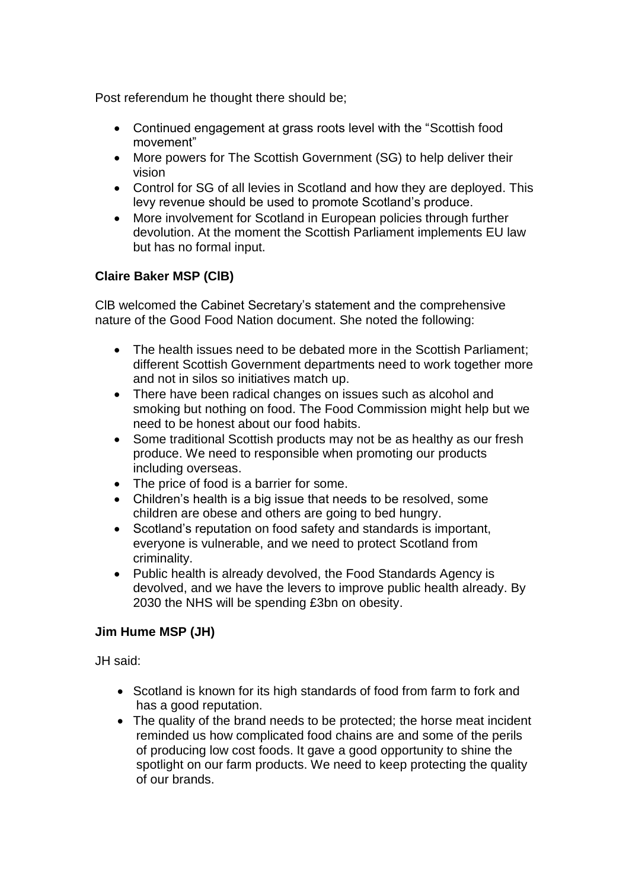Post referendum he thought there should be;

- Continued engagement at grass roots level with the "Scottish food movement"
- More powers for The Scottish Government (SG) to help deliver their vision
- Control for SG of all levies in Scotland and how they are deployed. This levy revenue should be used to promote Scotland's produce.
- More involvement for Scotland in European policies through further devolution. At the moment the Scottish Parliament implements EU law but has no formal input.

**Claire Baker MSP (ClB)**

ClB welcomed the Cabinet Secretary's statement and the comprehensive nature of the Good Food Nation document. She noted the following:

- The health issues need to be debated more in the Scottish Parliament; different Scottish Government departments need to work together more and not in silos so initiatives match up.
- There have been radical changes on issues such as alcohol and smoking but nothing on food. The Food Commission might help but we need to be honest about our food habits.
- Some traditional Scottish products may not be as healthy as our fresh produce. We need to responsible when promoting our products including overseas.
- The price of food is a barrier for some.
- Children's health is a big issue that needs to be resolved, some children are obese and others are going to bed hungry.
- Scotland's reputation on food safety and standards is important, everyone is vulnerable, and we need to protect Scotland from criminality.
- Public health is already devolved, the Food Standards Agency is devolved, and we have the levers to improve public health already. By 2030 the NHS will be spending £3bn on obesity.

**Jim Hume MSP (JH)**

JH said:

- Scotland is known for its high standards of food from farm to fork and has a good reputation.
- The quality of the brand needs to be protected; the horse meat incident reminded us how complicated food chains are and some of the perils of producing low cost foods. It gave a good opportunity to shine the spotlight on our farm products. We need to keep protecting the quality of our brands.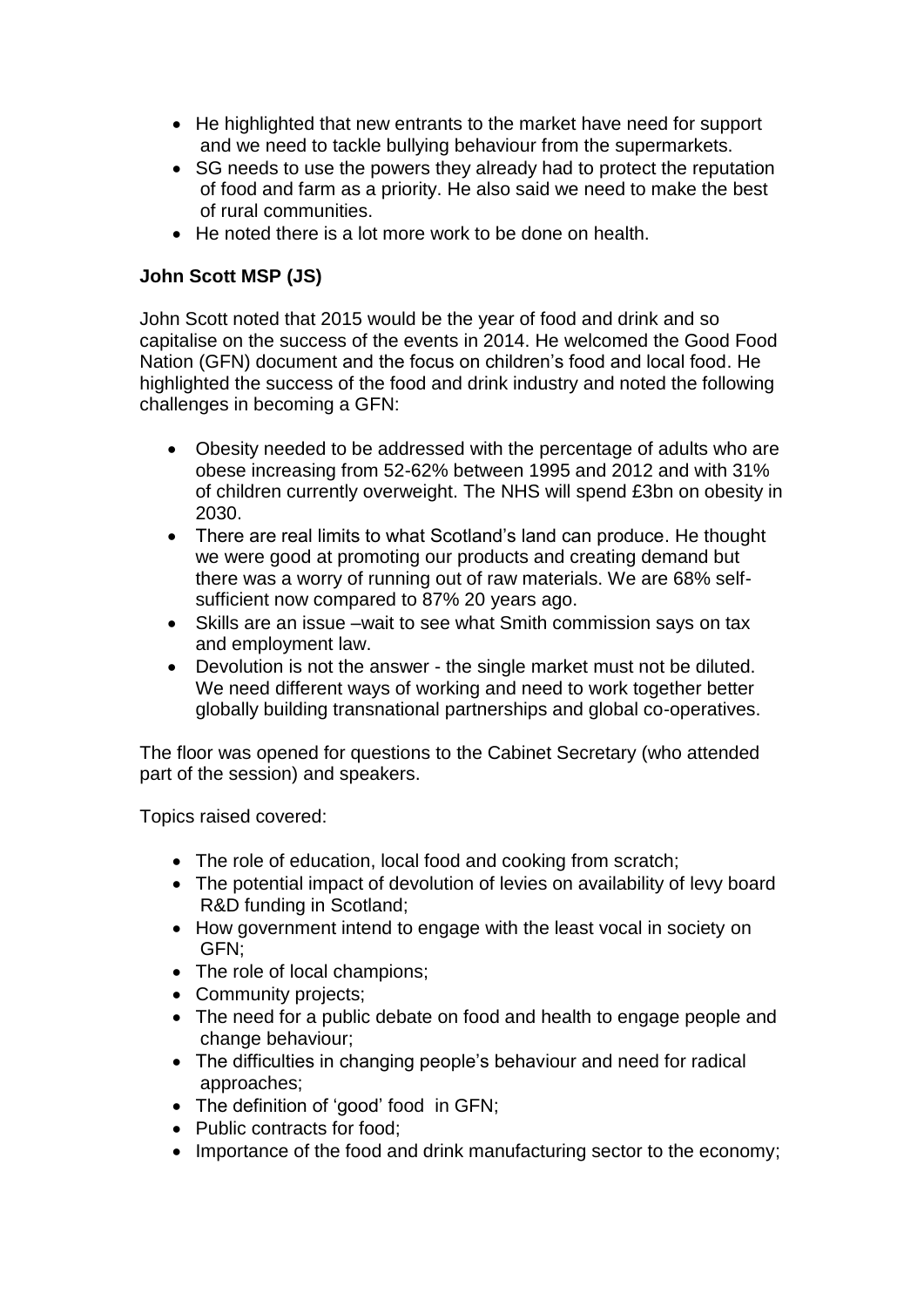- He highlighted that new entrants to the market have need for support and we need to tackle bullying behaviour from the supermarkets.
- SG needs to use the powers they already had to protect the reputation of food and farm as a priority. He also said we need to make the best of rural communities.
- He noted there is a lot more work to be done on health.

**John Scott MSP (JS)**

John Scott noted that 2015 would be the year of food and drink and so capitalise on the success of the events in 2014. He welcomed the Good Food Nation (GFN) document and the focus on children's food and local food. He highlighted the success of the food and drink industry and noted the following challenges in becoming a GFN:

- Obesity needed to be addressed with the percentage of adults who are obese increasing from 52-62% between 1995 and 2012 and with 31% of children currently overweight. The NHS will spend £3bn on obesity in 2030.
- There are real limits to what Scotland's land can produce. He thought we were good at promoting our products and creating demand but there was a worry of running out of raw materials. We are 68% self-sufficient now compared to 87% 20 years ago.
- Skills are an issue –wait to see what Smith commission says on tax and employment law.
- Devolution is not the answer - the single market must not be diluted. We need different ways of working and need to work together better globally building transnational partnerships and global co-operatives.

The floor was opened for questions to the Cabinet Secretary (who attended part of the session) and speakers.

Topics raised covered:

- The role of education, local food and cooking from scratch;
- The potential impact of devolution of levies on availability of levy board R&D funding in Scotland;
- How government intend to engage with the least vocal in society on GFN;
- The role of local champions;
- Community projects;
- The need for a public debate on food and health to engage people and change behaviour;
- The difficulties in changing people's behaviour and need for radical approaches;
- The definition of 'good' food in GFN;
- Public contracts for food;
- Importance of the food and drink manufacturing sector to the economy;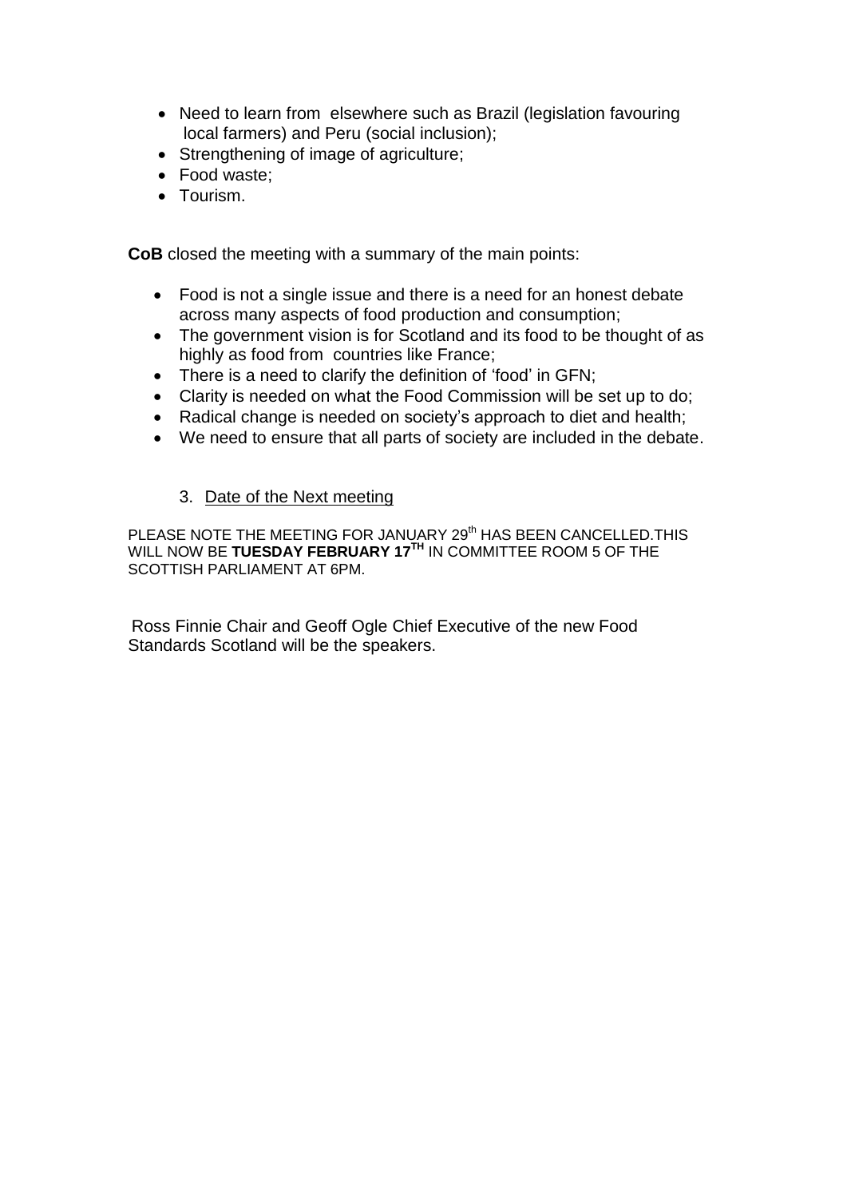- Need to learn from elsewhere such as Brazil (legislation favouring local farmers) and Peru (social inclusion);
- Strengthening of image of agriculture;
- Food waste;
- Tourism.

**CoB** closed the meeting with a summary of the main points:

- Food is not a single issue and there is a need for an honest debate across many aspects of food production and consumption;
- The government vision is for Scotland and its food to be thought of as highly as food from countries like France;
- There is a need to clarify the definition of 'food' in GFN;
- Clarity is needed on what the Food Commission will be set up to do;
- Radical change is needed on society's approach to diet and health;
- We need to ensure that all parts of society are included in the debate.

3. Date of the Next meeting

PLEASE NOTE THE MEETING FOR JANUARY 29th HAS BEEN CANCELLED.THIS WILL NOW BE **TUESDAY FEBRUARY 17TH** IN COMMITTEE ROOM 5 OF THE SCOTTISH PARLIAMENT AT 6PM.

Ross Finnie Chair and Geoff Ogle Chief Executive of the new Food Standards Scotland will be the speakers.